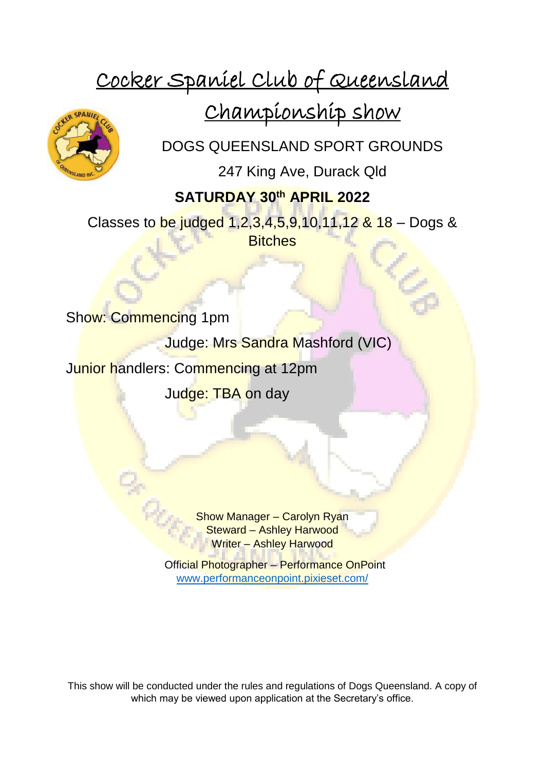# Cocker Spaniel Club of Queensland

## Championship show

DOGS QUEENSLAND SPORT GROUNDS

247 King Ave, Durack Qld

**SATURDAY 30th APRIL 2022**

Classes to be judged 1,2,3,4,5,9,10,11,12 & 18 – Dogs & Bitches

Show: Commencing 1pm

Judge: Mrs Sandra Mashford (VIC)

Junior handlers: Commencing at 12pm

Judge: TBA on day

Show Manager – Carolyn Ryan
Steward – Ashley Harwood
Writer – Ashley Harwood

Official Photographer – Performance OnPoint
www.performanceonpoint.pixieset.com/

This show will be conducted under the rules and regulations of Dogs Queensland. A copy of which may be viewed upon application at the Secretary's office.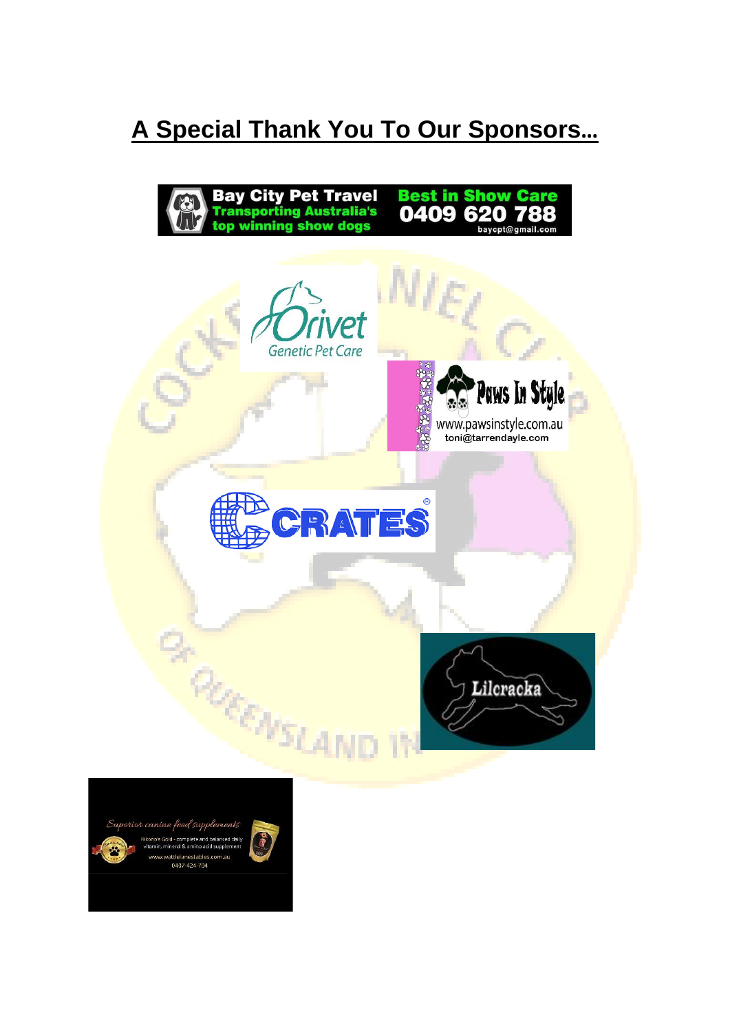# A Special Thank You To Our Sponsors...

Bay City Pet Travel
Transporting Australia's top winning show dogs
Best in Show Care
0409 620 788
baycpt@gmail.com

Orivet
Genetic Pet Care

Paws In Style
www.pawsinstyle.com.au
toni@tarrendayle.com

CRATES

Lilcracka

Superior canine feed supplements
Rikona's Gold - complete and balanced daily vitamin, mineral & amino acid supplement
www.wattlelanestables.com.au
0407 424 704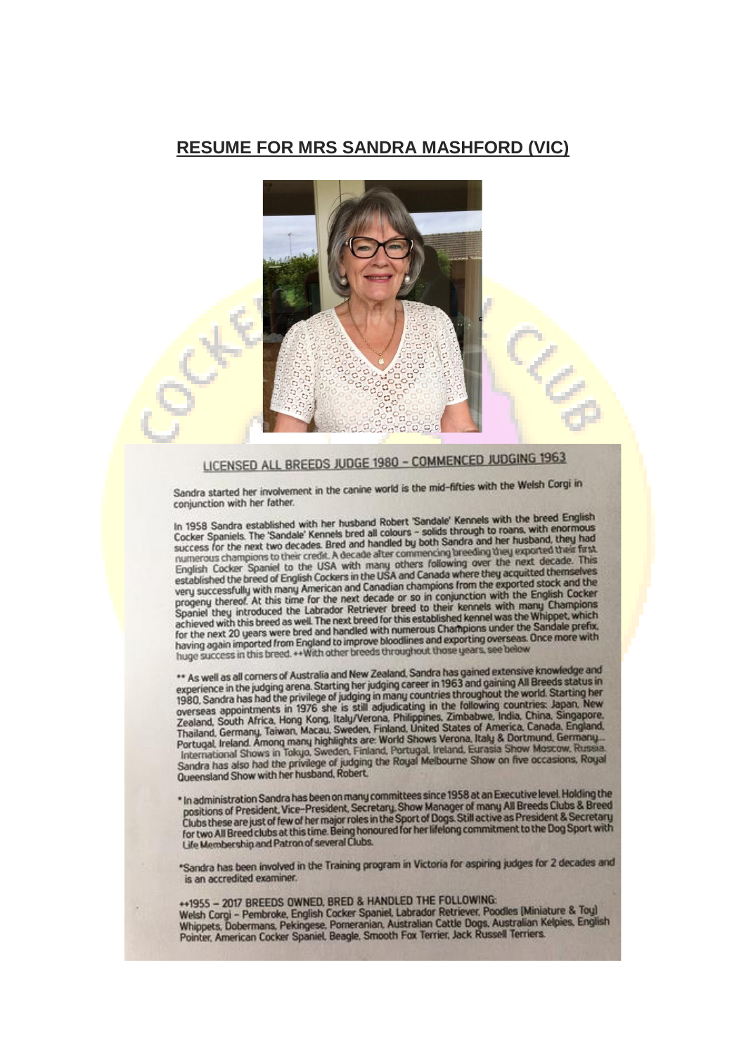## RESUME FOR MRS SANDRA MASHFORD (VIC)

### LICENSED ALL BREEDS JUDGE 1980 – COMMENCED JUDGING 1963

Sandra started her involvement in the canine world is the mid-fifties with the Welsh Corgi in conjunction with her father.

In 1958 Sandra established with her husband Robert 'Sandale' Kennels with the breed English Cocker Spaniels. The 'Sandale' Kennels bred all colours – solids through to roans, with enormous success for the next two decades. Bred and handled by both Sandra and her husband, they had numerous champions to their credit. A decade after commencing breeding they exported their first English Cocker Spaniel to the USA with many others following over the next decade. This established the breed of English Cockers in the USA and Canada where they acquitted themselves very successfully with many American and Canadian champions from the exported stock and the progeny thereof. At this time for the next decade or so in conjunction with the English Cocker Spaniel they introduced the Labrador Retriever breed to their kennels with many Champions achieved with this breed as well. The next breed for this established kennel was the Whippet, which for the next 20 years were bred and handled with numerous Champions under the Sandale prefix, having again imported from England to improve bloodlines and exporting overseas. Once more with huge success in this breed. ++With other breeds throughout those years, see below

** As well as all corners of Australia and New Zealand, Sandra has gained extensive knowledge and experience in the judging arena. Starting her judging career in 1963 and gaining All Breeds status in 1980, Sandra has had the privilege of judging in many countries throughout the world. Starting her overseas appointments in 1976 she is still adjudicating in the following countries: Japan, New Zealand, South Africa, Hong Kong, Italy/Verona, Philippines, Zimbabwe, India, China, Singapore, Thailand, Germany, Taiwan, Macau, Sweden, Finland, United States of America, Canada, England, Portugal, Ireland. Among many highlights are: World Shows Verona, Italy & Dortmund, Germany... International Shows in Tokyo, Sweden, Finland, Portugal, Ireland, Eurasia Show Moscow, Russia. Sandra has also had the privilege of judging the Royal Melbourne Show on five occasions, Royal Queensland Show with her husband, Robert.

* In administration Sandra has been on many committees since 1958 at an Executive level. Holding the positions of President, Vice-President, Secretary, Show Manager of many All Breeds Clubs & Breed Clubs these are just of few of her major roles in the Sport of Dogs. Still active as President & Secretary for two All Breed clubs at this time. Being honoured for her lifelong commitment to the Dog Sport with Life Membership and Patron of several Clubs.

*Sandra has been involved in the Training program in Victoria for aspiring judges for 2 decades and is an accredited examiner.

++1955 – 2017 BREEDS OWNED, BRED & HANDLED THE FOLLOWING:
Welsh Corgi – Pembroke, English Cocker Spaniel, Labrador Retriever, Poodles (Miniature & Toy) Whippets, Dobermans, Pekingese, Pomeranian, Australian Cattle Dogs, Australian Kelpies, English Pointer, American Cocker Spaniel, Beagle, Smooth Fox Terrier, Jack Russell Terriers.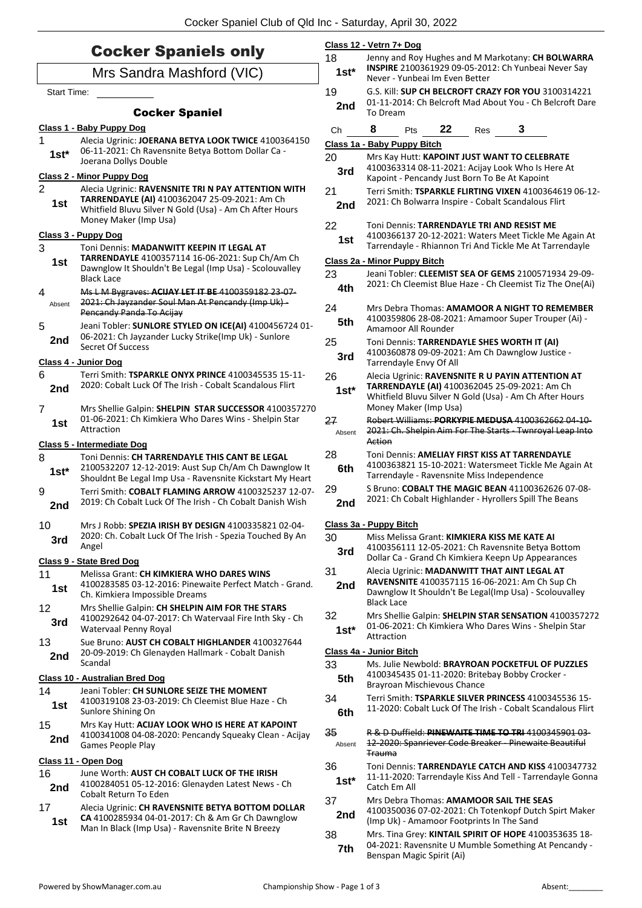# Cocker Spaniels only

## Mrs Sandra Mashford (VIC)

Start Time:

### Cocker Spaniel

**Class 1 - Baby Puppy Dog**

1 — 1st* — Alecia Ugrinic: **JOERANA BETYA LOOK TWICE** 4100364150 06-11-2021: Ch Ravensnite Betya Bottom Dollar Ca - Joerana Dollys Double

**Class 2 - Minor Puppy Dog**

2 — 1st — Alecia Ugrinic: **RAVENSNITE TRI N PAY ATTENTION WITH TARRENDAYLE (AI)** 4100362047 25-09-2021: Am Ch Whitfield Bluvu Silver N Gold (Usa) - Am Ch After Hours Money Maker (Imp Usa)

**Class 3 - Puppy Dog**

3 — 1st — Toni Dennis: **MADANWITT KEEPIN IT LEGAL AT TARRENDAYLE** 4100357114 16-06-2021: Sup Ch/Am Ch Dawnglow It Shouldn't Be Legal (Imp Usa) - Scolouvalley Black Lace

4 — Absent — ~~Ms L M Bygraves: **ACIJAY LET IT BE** 4100359182 23-07-2021: Ch Jayzander Soul Man At Pencandy (Imp Uk) - Pencandy Panda To Acijay~~

5 — 2nd — Jeani Tobler: **SUNLORE STYLED ON ICE(AI)** 4100456724 01-06-2021: Ch Jayzander Lucky Strike(Imp Uk) - Sunlore Secret Of Success

**Class 4 - Junior Dog**

6 — 2nd — Terri Smith: **TSPARKLE ONYX PRINCE** 4100345535 15-11-2020: Cobalt Luck Of The Irish - Cobalt Scandalous Flirt

7 — 1st — Mrs Shellie Galpin: **SHELPIN STAR SUCCESSOR** 4100357270 01-06-2021: Ch Kimkiera Who Dares Wins - Shelpin Star Attraction

**Class 5 - Intermediate Dog**

8 — 1st* — Toni Dennis: **CH TARRENDAYLE THIS CANT BE LEGAL** 2100532207 12-12-2019: Aust Sup Ch/Am Ch Dawnglow It Shouldnt Be Legal Imp Usa - Ravensnite Kickstart My Heart

9 — 2nd — Terri Smith: **COBALT FLAMING ARROW** 4100325237 12-07-2019: Ch Cobalt Luck Of The Irish - Ch Cobalt Danish Wish

10 — 3rd — Mrs J Robb: **SPEZIA IRISH BY DESIGN** 4100335821 02-04-2020: Ch. Cobalt Luck Of The Irish - Spezia Touched By An Angel

**Class 9 - State Bred Dog**

11 — 1st — Melissa Grant: **CH KIMKIERA WHO DARES WINS** 4100283585 03-12-2016: Pinewaite Perfect Match - Grand. Ch. Kimkiera Impossible Dreams

12 — 3rd — Mrs Shellie Galpin: **CH SHELPIN AIM FOR THE STARS** 4100292642 04-07-2017: Ch Watervaal Fire Inth Sky - Ch Watervaal Penny Royal

13 — 2nd — Sue Bruno: **AUST CH COBALT HIGHLANDER** 4100327644 20-09-2019: Ch Glenayden Hallmark - Cobalt Danish Scandal

**Class 10 - Australian Bred Dog**

14 — 1st — Jeani Tobler: **CH SUNLORE SEIZE THE MOMENT** 4100319108 23-03-2019: Ch Cleemist Blue Haze - Ch Sunlore Shining On

15 — 2nd — Mrs Kay Hutt: **ACIJAY LOOK WHO IS HERE AT KAPOINT** 4100341008 04-08-2020: Pencandy Squeaky Clean - Acijay Games People Play

**Class 11 - Open Dog**

16 — 2nd — June Worth: **AUST CH COBALT LUCK OF THE IRISH** 4100284051 05-12-2016: Glenayden Latest News - Ch Cobalt Return To Eden

17 — 1st — Alecia Ugrinic: **CH RAVENSNITE BETYA BOTTOM DOLLAR CA** 4100285934 04-01-2017: Ch & Am Gr Ch Dawnglow Man In Black (Imp Usa) - Ravensnite Brite N Breezy

**Class 12 - Vetrn 7+ Dog**

18 — 1st* — Jenny and Roy Hughes and M Markotany: **CH BOLWARRA INSPIRE** 2100361929 09-05-2012: Ch Yunbeai Never Say Never - Yunbeai Im Even Better

19 — 2nd — G.S. Kill: **SUP CH BELCROFT CRAZY FOR YOU** 3100314221 01-11-2014: Ch Belcroft Mad About You - Ch Belcroft Dare To Dream

Ch **8** Pts **22** Res **3**

**Class 1a - Baby Puppy Bitch**

20 — 3rd — Mrs Kay Hutt: **KAPOINT JUST WANT TO CELEBRATE** 4100363314 08-11-2021: Acijay Look Who Is Here At Kapoint - Pencandy Just Born To Be At Kapoint

21 — 2nd — Terri Smith: **TSPARKLE FLIRTING VIXEN** 4100364619 06-12-2021: Ch Bolwarra Inspire - Cobalt Scandalous Flirt

22 — 1st — Toni Dennis: **TARRENDAYLE TRI AND RESIST ME** 4100366137 20-12-2021: Waters Meet Tickle Me Again At Tarrendayle - Rhiannon Tri And Tickle Me At Tarrendayle

**Class 2a - Minor Puppy Bitch**

23 — 4th — Jeani Tobler: **CLEEMIST SEA OF GEMS** 2100571934 29-09-2021: Ch Cleemist Blue Haze - Ch Cleemist Tiz The One(Ai)

24 — 5th — Mrs Debra Thomas: **AMAMOOR A NIGHT TO REMEMBER** 4100359806 28-08-2021: Amamoor Super Trouper (Ai) - Amamoor All Rounder

25 — 3rd — Toni Dennis: **TARRENDAYLE SHES WORTH IT (AI)** 4100360878 09-09-2021: Am Ch Dawnglow Justice - Tarrendayle Envy Of All

26 — 1st* — Alecia Ugrinic: **RAVENSNITE R U PAYIN ATTENTION AT TARRENDAYLE (AI)** 4100362045 25-09-2021: Am Ch Whitfield Bluvu Silver N Gold (Usa) - Am Ch After Hours Money Maker (Imp Usa)

27 — Absent — ~~Robert Williams: **PORKYPIE MEDUSA** 4100362662 04-10-2021: Ch. Shelpin Aim For The Starts - Twnroyal Leap Into Action~~

28 — 6th — Toni Dennis: **AMELIAY FIRST KISS AT TARRENDAYLE** 4100363821 15-10-2021: Watersmeet Tickle Me Again At Tarrendayle - Ravensnite Miss Independence

29 — 2nd — S Bruno: **COBALT THE MAGIC BEAN** 41100362626 07-08-2021: Ch Cobalt Highlander - Hyrollers Spill The Beans

**Class 3a - Puppy Bitch**

30 — 3rd — Miss Melissa Grant: **KIMKIERA KISS ME KATE AI** 4100356111 12-05-2021: Ch Ravensnite Betya Bottom Dollar Ca - Grand Ch Kimkiera Keepn Up Appearances

31 — 2nd — Alecia Ugrinic: **MADANWITT THAT AINT LEGAL AT RAVENSNITE** 4100357115 16-06-2021: Am Ch Sup Ch Dawnglow It Shouldn't Be Legal(Imp Usa) - Scolouvalley Black Lace

32 — 1st* — Mrs Shellie Galpin: **SHELPIN STAR SENSATION** 4100357272 01-06-2021: Ch Kimkiera Who Dares Wins - Shelpin Star Attraction

**Class 4a - Junior Bitch**

33 — 5th — Ms. Julie Newbold: **BRAYROAN POCKETFUL OF PUZZLES** 4100345435 01-11-2020: Britebay Bobby Crocker - Brayroan Mischievous Chance

34 — 6th — Terri Smith: **TSPARKLE SILVER PRINCESS** 4100345536 15-11-2020: Cobalt Luck Of The Irish - Cobalt Scandalous Flirt

35 — Absent — ~~R & D Duffield: **PINEWAITE TIME TO TRI** 4100345901 03-12-2020: Spaniever Code Breaker - Pinewaite Beautiful Trauma~~

36 — 1st* — Toni Dennis: **TARRENDAYLE CATCH AND KISS** 4100347732 11-11-2020: Tarrendayle Kiss And Tell - Tarrendayle Gonna Catch Em All

37 — 2nd — Mrs Debra Thomas: **AMAMOOR SAIL THE SEAS** 4100350036 07-02-2021: Ch Totenkopf Dutch Spirt Maker (Imp Uk) - Amamoor Footprints In The Sand

38 — 7th — Mrs. Tina Grey: **KINTAIL SPIRIT OF HOPE** 4100353635 18-04-2021: Ravensnite U Mumble Something At Pencandy - Benspan Magic Spirit (Ai)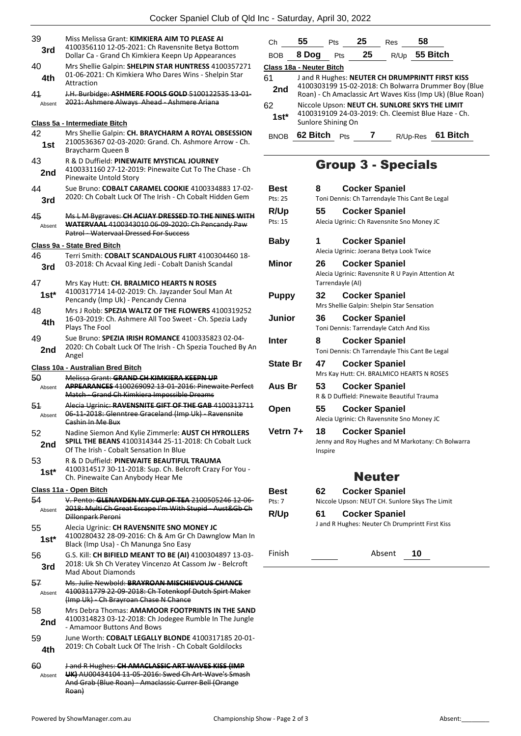39 **3rd** Miss Melissa Grant: **KIMKIERA AIM TO PLEASE AI** 4100356110 12-05-2021: Ch Ravensnite Betya Bottom Dollar Ca - Grand Ch Kimkiera Keepn Up Appearances

40 **4th** Mrs Shellie Galpin: **SHELPIN STAR HUNTRESS** 4100357271 01-06-2021: Ch Kimkiera Who Dares Wins - Shelpin Star Attraction

41 Absent ~~J.H. Burbidge: **ASHMERE FOOLS GOLD** 5100122535 13-01-2021: Ashmere Always Ahead - Ashmere Ariana~~

### Class 5a - Intermediate Bitch

42 **1st** Mrs Shellie Galpin: **CH. BRAYCHARM A ROYAL OBSESSION** 2100536367 02-03-2020: Grand. Ch. Ashmore Arrow - Ch. Braycharm Queen B

43 **2nd** R & D Duffield: **PINEWAITE MYSTICAL JOURNEY** 4100331160 27-12-2019: Pinewaite Cut To The Chase - Ch Pinewaite Untold Story

44 **3rd** Sue Bruno: **COBALT CARAMEL COOKIE** 4100334883 17-02-2020: Ch Cobalt Luck Of The Irish - Ch Cobalt Hidden Gem

45 Absent ~~Ms L M Bygraves: **CH ACIJAY DRESSED TO THE NINES WITH WATERVAAL** 4100343010 06-09-2020: Ch Pencandy Paw Patrol - Watervaal Dressed For Success~~

### Class 9a - State Bred Bitch

46 **3rd** Terri Smith: **COBALT SCANDALOUS FLIRT** 4100304460 18-03-2018: Ch Acvaal King Jedi - Cobalt Danish Scandal

47 **1st*** Mrs Kay Hutt: **CH. BRALMICO HEARTS N ROSES** 4100317714 14-02-2019: Ch. Jayzander Soul Man At Pencandy (Imp Uk) - Pencandy Cienna

48 **4th** Mrs J Robb: **SPEZIA WALTZ OF THE FLOWERS** 4100319252 16-03-2019: Ch. Ashmere All Too Sweet - Ch. Spezia Lady Plays The Fool

49 **2nd** Sue Bruno: **SPEZIA IRISH ROMANCE** 4100335823 02-04-2020: Ch Cobalt Luck Of The Irish - Ch Spezia Touched By An Angel

### Class 10a - Australian Bred Bitch

50 Absent ~~Melissa Grant: **GRAND CH KIMKIERA KEEPN UP APPEARANCES** 4100269092 13-01-2016: Pinewaite Perfect Match - Grand Ch Kimkiera Impossible Dreams~~

51 Absent ~~Alecia Ugrinic: **RAVENSNITE GIFT OF THE GAB** 4100313711 06-11-2018: Glenntree Graceland (Imp Uk) - Ravensnite Cashin In Me Bux~~

52 **2nd** Nadine Siemon And Kylie Zimmerle: **AUST CH HYROLLERS SPILL THE BEANS** 4100314344 25-11-2018: Ch Cobalt Luck Of The Irish - Cobalt Sensation In Blue

53 **1st*** R & D Duffield: **PINEWAITE BEAUTIFUL TRAUMA** 4100314517 30-11-2018: Sup. Ch. Belcroft Crazy For You - Ch. Pinewaite Can Anybody Hear Me

### Class 11a - Open Bitch

54 Absent ~~V. Pento: **GLENAYDEN MY CUP OF TEA** 2100505246 12-06-2018: Multi Ch Great Escape I'm With Stupid - Aust&Gb Ch Dillonpark Peroni~~

55 **1st*** Alecia Ugrinic: **CH RAVENSNITE SNO MONEY JC** 4100280432 28-09-2016: Ch & Am Gr Ch Dawnglow Man In Black (Imp Usa) - Ch Manunga Sno Easy

56 **3rd** G.S. Kill: **CH BIFIELD MEANT TO BE (AI)** 4100304897 13-03-2018: Uk Sh Ch Veratey Vincenzo At Cassom Jw - Belcroft Mad About Diamonds

57 Absent ~~Ms. Julie Newbold: **BRAYROAN MISCHIEVOUS CHANCE** 4100311779 22-09-2018: Ch Totenkopf Dutch Spirt Maker (Imp Uk) - Ch Brayroan Chase N Chance~~

58 **2nd** Mrs Debra Thomas: **AMAMOOR FOOTPRINTS IN THE SAND** 4100314823 03-12-2018: Ch Jodegee Rumble In The Jungle - Amamoor Buttons And Bows

59 **4th** June Worth: **COBALT LEGALLY BLONDE** 4100317185 20-01-2019: Ch Cobalt Luck Of The Irish - Ch Cobalt Goldilocks

60 Absent ~~J and R Hughes: **CH AMACLASSIC ART WAVES KISS (IMP UK)** AU00434104 11-05-2016: Swed Ch Art-Wave's Smash And Grab (Blue Roan) - Amaclassic Currer Bell (Orange Roan)~~

| Ch | 55 | Pts | 25 | Res | 58 |
|---|---|---|---|---|---|
| BOB | 8 Dog | Pts | 25 | R/Up | 55 Bitch |

### Class 18a - Neuter Bitch

61 **2nd** J and R Hughes: **NEUTER CH DRUMPRINTT FIRST KISS** 4100303199 15-02-2018: Ch Bolwarra Drummer Boy (Blue Roan) - Ch Amaclassic Art Waves Kiss (Imp Uk) (Blue Roan)

62 **1st*** Niccole Upson: **NEUT CH. SUNLORE SKYS THE LIMIT** 4100319109 24-03-2019: Ch. Cleemist Blue Haze - Ch. Sunlore Shining On

| BNOB | 62 Bitch | Pts | 7 | R/Up-Res | 61 Bitch |
|---|---|---|---|---|---|

## Group 3 - Specials

| | | |
|---|---|---|
| **Best** Pts: 25 | **8** | **Cocker Spaniel** Toni Dennis: Ch Tarrendayle This Cant Be Legal |
| **R/Up** Pts: 15 | **55** | **Cocker Spaniel** Alecia Ugrinic: Ch Ravensnite Sno Money JC |
| **Baby** | **1** | **Cocker Spaniel** Alecia Ugrinic: Joerana Betya Look Twice |
| **Minor** | **26** | **Cocker Spaniel** Alecia Ugrinic: Ravensnite R U Payin Attention At Tarrendayle (AI) |
| **Puppy** | **32** | **Cocker Spaniel** Mrs Shellie Galpin: Shelpin Star Sensation |
| **Junior** | **36** | **Cocker Spaniel** Toni Dennis: Tarrendayle Catch And Kiss |
| **Inter** | **8** | **Cocker Spaniel** Toni Dennis: Ch Tarrendayle This Cant Be Legal |
| **State Br** | **47** | **Cocker Spaniel** Mrs Kay Hutt: CH. BRALMICO HEARTS N ROSES |
| **Aus Br** | **53** | **Cocker Spaniel** R & D Duffield: Pinewaite Beautiful Trauma |
| **Open** | **55** | **Cocker Spaniel** Alecia Ugrinic: Ch Ravensnite Sno Money JC |
| **Vetrn 7+** | **18** | **Cocker Spaniel** Jenny and Roy Hughes and M Markotany: Ch Bolwarra Inspire |

## Neuter

| | | |
|---|---|---|
| **Best** Pts: 7 | **62** | **Cocker Spaniel** Niccole Upson: NEUT CH. Sunlore Skys The Limit |
| **R/Up** | **61** | **Cocker Spaniel** J and R Hughes: Neuter Ch Drumprintt First Kiss |

Finish ______ Absent **10**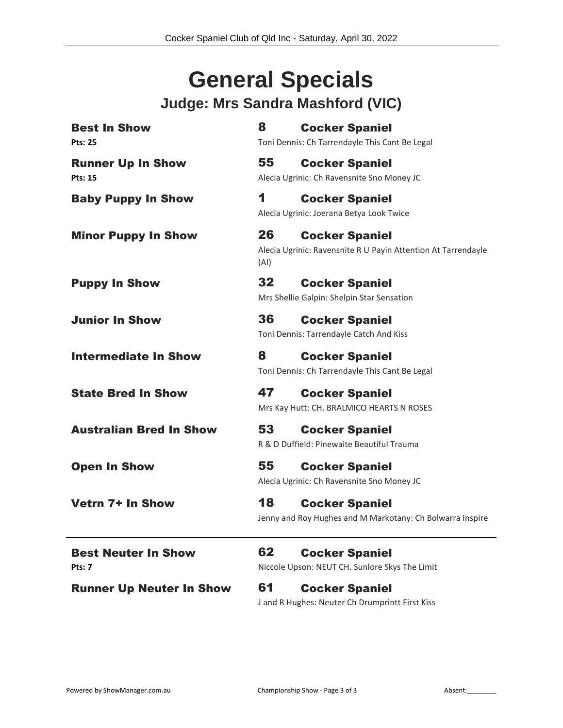# General Specials

## Judge: Mrs Sandra Mashford (VIC)

**Best In Show**
**Pts: 25**

**8 Cocker Spaniel**
Toni Dennis: Ch Tarrendayle This Cant Be Legal

**Runner Up In Show**
**Pts: 15**

**55 Cocker Spaniel**
Alecia Ugrinic: Ch Ravensnite Sno Money JC

**Baby Puppy In Show**

**1 Cocker Spaniel**
Alecia Ugrinic: Joerana Betya Look Twice

**Minor Puppy In Show**

**26 Cocker Spaniel**
Alecia Ugrinic: Ravensnite R U Payin Attention At Tarrendayle (AI)

**Puppy In Show**

**32 Cocker Spaniel**
Mrs Shellie Galpin: Shelpin Star Sensation

**Junior In Show**

**36 Cocker Spaniel**
Toni Dennis: Tarrendayle Catch And Kiss

**Intermediate In Show**

**8 Cocker Spaniel**
Toni Dennis: Ch Tarrendayle This Cant Be Legal

**State Bred In Show**

**47 Cocker Spaniel**
Mrs Kay Hutt: CH. BRALMICO HEARTS N ROSES

**Australian Bred In Show**

**53 Cocker Spaniel**
R & D Duffield: Pinewaite Beautiful Trauma

**Open In Show**

**55 Cocker Spaniel**
Alecia Ugrinic: Ch Ravensnite Sno Money JC

**Vetrn 7+ In Show**

**18 Cocker Spaniel**
Jenny and Roy Hughes and M Markotany: Ch Bolwarra Inspire

---

**Best Neuter In Show**
**Pts: 7**

**62 Cocker Spaniel**
Niccole Upson: NEUT CH. Sunlore Skys The Limit

**Runner Up Neuter In Show**

**61 Cocker Spaniel**
J and R Hughes: Neuter Ch Drumprintt First Kiss

Absent:________